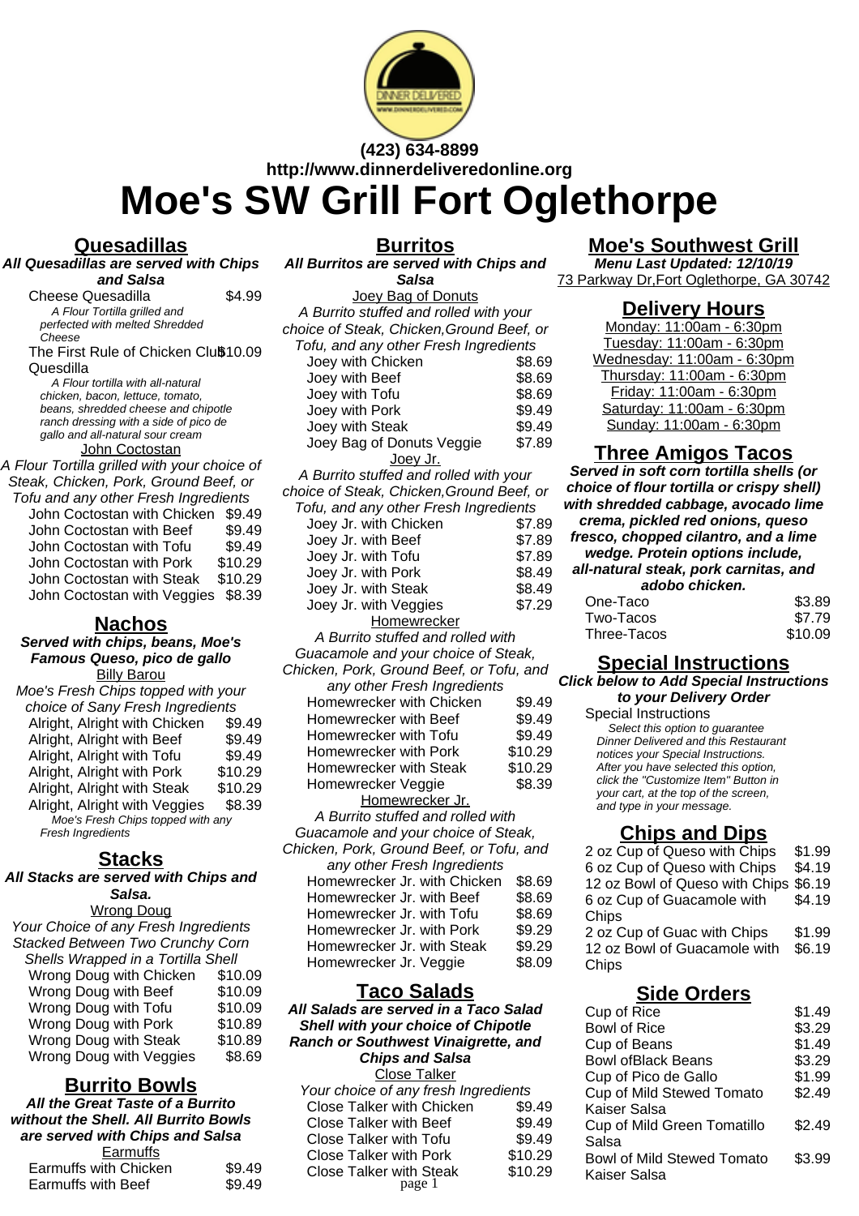(423) 634-8899
http://www.dinnerdeliveredonline.org

# Moe's SW Grill Fort Oglethorpe

## Quesadillas

**All Quesadillas are served with Chips and Salsa**

| Item | Price |
|---|---|
| Cheese Quesadilla | $4.99 |

*A Flour Tortilla grilled and perfected with melted Shredded Cheese*

| Item | Price |
|---|---|
| The First Rule of Chicken Club Quesdilla | $10.09 |

*A Flour tortilla with all-natural chicken, bacon, lettuce, tomato, beans, shredded cheese and chipotle ranch dressing with a side of pico de gallo and all-natural sour cream*

John Coctostan

A Flour Tortilla grilled with your choice of Steak, Chicken, Pork, Ground Beef, or Tofu and any other Fresh Ingredients

| Item | Price |
|---|---|
| John Coctostan with Chicken | $9.49 |
| John Coctostan with Beef | $9.49 |
| John Coctostan with Tofu | $9.49 |
| John Coctostan with Pork | $10.29 |
| John Coctostan with Steak | $10.29 |
| John Coctostan with Veggies | $8.39 |

## Nachos

**Served with chips, beans, Moe's Famous Queso, pico de gallo**

Billy Barou

Moe's Fresh Chips topped with your choice of Sany Fresh Ingredients

| Item | Price |
|---|---|
| Alright, Alright with Chicken | $9.49 |
| Alright, Alright with Beef | $9.49 |
| Alright, Alright with Tofu | $9.49 |
| Alright, Alright with Pork | $10.29 |
| Alright, Alright with Steak | $10.29 |
| Alright, Alright with Veggies | $8.39 |

*Moe's Fresh Chips topped with any Fresh Ingredients*

## Stacks

**All Stacks are served with Chips and Salsa.**

Wrong Doug

Your Choice of any Fresh Ingredients Stacked Between Two Crunchy Corn Shells Wrapped in a Tortilla Shell

| Item | Price |
|---|---|
| Wrong Doug with Chicken | $10.09 |
| Wrong Doug with Beef | $10.09 |
| Wrong Doug with Tofu | $10.09 |
| Wrong Doug with Pork | $10.89 |
| Wrong Doug with Steak | $10.89 |
| Wrong Doug with Veggies | $8.69 |

## Burrito Bowls

**All the Great Taste of a Burrito without the Shell. All Burrito Bowls are served with Chips and Salsa**

Earmuffs

| Item | Price |
|---|---|
| Earmuffs with Chicken | $9.49 |
| Earmuffs with Beef | $9.49 |

## Burritos

**All Burritos are served with Chips and Salsa**

Joey Bag of Donuts

A Burrito stuffed and rolled with your choice of Steak, Chicken,Ground Beef, or Tofu, and any other Fresh Ingredients

| Item | Price |
|---|---|
| Joey with Chicken | $8.69 |
| Joey with Beef | $8.69 |
| Joey with Tofu | $8.69 |
| Joey with Pork | $9.49 |
| Joey with Steak | $9.49 |
| Joey Bag of Donuts Veggie | $7.89 |

Joey Jr.

A Burrito stuffed and rolled with your choice of Steak, Chicken,Ground Beef, or Tofu, and any other Fresh Ingredients

| Item | Price |
|---|---|
| Joey Jr. with Chicken | $7.89 |
| Joey Jr. with Beef | $7.89 |
| Joey Jr. with Tofu | $7.89 |
| Joey Jr. with Pork | $8.49 |
| Joey Jr. with Steak | $8.49 |
| Joey Jr. with Veggies | $7.29 |

Homewrecker

A Burrito stuffed and rolled with Guacamole and your choice of Steak, Chicken, Pork, Ground Beef, or Tofu, and any other Fresh Ingredients

| Item | Price |
|---|---|
| Homewrecker with Chicken | $9.49 |
| Homewrecker with Beef | $9.49 |
| Homewrecker with Tofu | $9.49 |
| Homewrecker with Pork | $10.29 |
| Homewrecker with Steak | $10.29 |
| Homewrecker Veggie | $8.39 |

Homewrecker Jr.

A Burrito stuffed and rolled with Guacamole and your choice of Steak, Chicken, Pork, Ground Beef, or Tofu, and any other Fresh Ingredients

| Item | Price |
|---|---|
| Homewrecker Jr. with Chicken | $8.69 |
| Homewrecker Jr. with Beef | $8.69 |
| Homewrecker Jr. with Tofu | $8.69 |
| Homewrecker Jr. with Pork | $9.29 |
| Homewrecker Jr. with Steak | $9.29 |
| Homewrecker Jr. Veggie | $8.09 |

## Taco Salads

**All Salads are served in a Taco Salad Shell with your choice of Chipotle Ranch or Southwest Vinaigrette, and Chips and Salsa**

Close Talker

Your choice of any Fresh Ingredients

| Item | Price |
|---|---|
| Close Talker with Chicken | $9.49 |
| Close Talker with Beef | $9.49 |
| Close Talker with Tofu | $9.49 |
| Close Talker with Pork | $10.29 |
| Close Talker with Steak | $10.29 |

## Moe's Southwest Grill

**Menu Last Updated: 12/10/19**

73 Parkway Dr,Fort Oglethorpe, GA 30742

## Delivery Hours

Monday: 11:00am - 6:30pm
Tuesday: 11:00am - 6:30pm
Wednesday: 11:00am - 6:30pm
Thursday: 11:00am - 6:30pm
Friday: 11:00am - 6:30pm
Saturday: 11:00am - 6:30pm
Sunday: 11:00am - 6:30pm

## Three Amigos Tacos

**Served in soft corn tortilla shells (or choice of flour tortilla or crispy shell) with shredded cabbage, avocado lime crema, pickled red onions, queso fresco, chopped cilantro, and a lime wedge. Protein options include, all-natural steak, pork carnitas, and adobo chicken.**

| Item | Price |
|---|---|
| One-Taco | $3.89 |
| Two-Tacos | $7.79 |
| Three-Tacos | $10.09 |

## Special Instructions

**Click below to Add Special Instructions to your Delivery Order**

Special Instructions

*Select this option to guarantee Dinner Delivered and this Restaurant notices your Special Instructions. After you have selected this option, click the "Customize Item" Button in your cart, at the top of the screen, and type in your message.*

## Chips and Dips

| Item | Price |
|---|---|
| 2 oz Cup of Queso with Chips | $1.99 |
| 6 oz Cup of Queso with Chips | $4.19 |
| 12 oz Bowl of Queso with Chips | $6.19 |
| 6 oz Cup of Guacamole with Chips | $4.19 |
| 2 oz Cup of Guac with Chips | $1.99 |
| 12 oz Bowl of Guacamole with Chips | $6.19 |

## Side Orders

| Item | Price |
|---|---|
| Cup of Rice | $1.49 |
| Bowl of Rice | $3.29 |
| Cup of Beans | $1.49 |
| Bowl ofBlack Beans | $3.29 |
| Cup of Pico de Gallo | $1.99 |
| Cup of Mild Stewed Tomato Kaiser Salsa | $2.49 |
| Cup of Mild Green Tomatillo Salsa | $2.49 |
| Bowl of Mild Stewed Tomato Kaiser Salsa | $3.99 |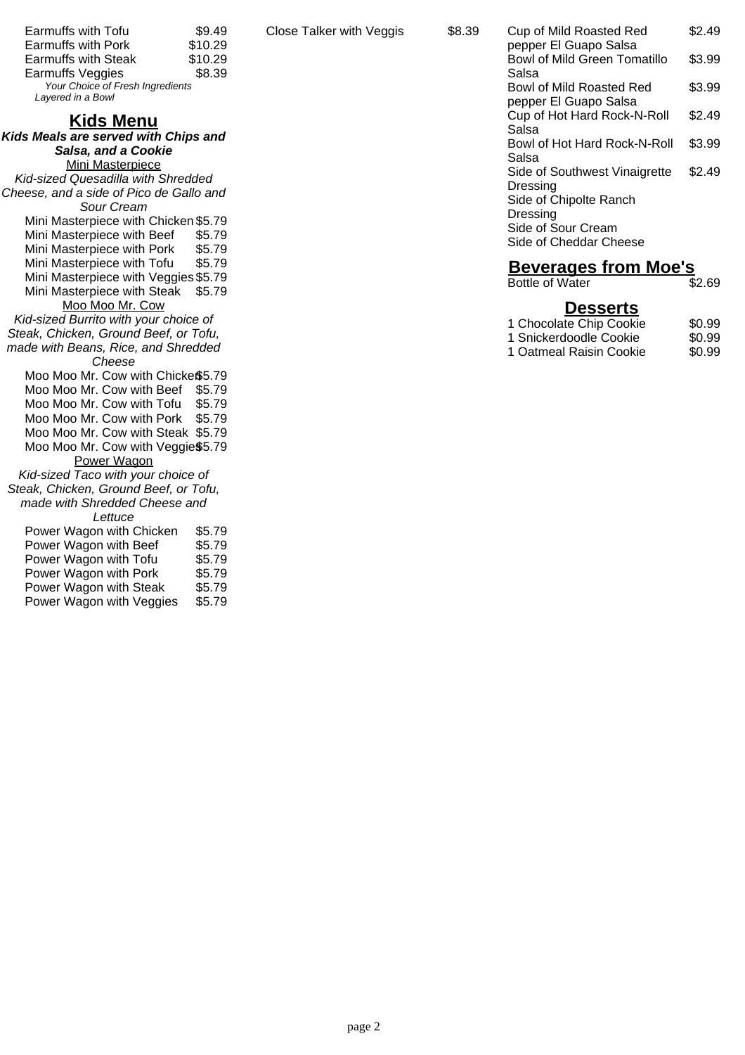| | |
|---|---|
| Earmuffs with Tofu | $9.49 |
| Earmuffs with Pork | $10.29 |
| Earmuffs with Steak | $10.29 |
| Earmuffs Veggies | $8.39 |

*Your Choice of Fresh Ingredients Layered in a Bowl*

## Kids Menu

***Kids Meals are served with Chips and Salsa, and a Cookie***

Mini Masterpiece

*Kid-sized Quesadilla with Shredded Cheese, and a side of Pico de Gallo and Sour Cream*

| | |
|---|---|
| Mini Masterpiece with Chicken | $5.79 |
| Mini Masterpiece with Beef | $5.79 |
| Mini Masterpiece with Pork | $5.79 |
| Mini Masterpiece with Tofu | $5.79 |
| Mini Masterpiece with Veggies | $5.79 |
| Mini Masterpiece with Steak | $5.79 |

Moo Moo Mr. Cow

*Kid-sized Burrito with your choice of Steak, Chicken, Ground Beef, or Tofu, made with Beans, Rice, and Shredded Cheese*

| | |
|---|---|
| Moo Moo Mr. Cow with Chicken | $5.79 |
| Moo Moo Mr. Cow with Beef | $5.79 |
| Moo Moo Mr. Cow with Tofu | $5.79 |
| Moo Moo Mr. Cow with Pork | $5.79 |
| Moo Moo Mr. Cow with Steak | $5.79 |
| Moo Moo Mr. Cow with Veggies | $5.79 |

Power Wagon

*Kid-sized Taco with your choice of Steak, Chicken, Ground Beef, or Tofu, made with Shredded Cheese and Lettuce*

| | |
|---|---|
| Power Wagon with Chicken | $5.79 |
| Power Wagon with Beef | $5.79 |
| Power Wagon with Tofu | $5.79 |
| Power Wagon with Pork | $5.79 |
| Power Wagon with Steak | $5.79 |
| Power Wagon with Veggies | $5.79 |

| | |
|---|---|
| Close Talker with Veggis | $8.39 |

| | |
|---|---|
| Cup of Mild Roasted Red pepper El Guapo Salsa | $2.49 |
| Bowl of Mild Green Tomatillo Salsa | $3.99 |
| Bowl of Mild Roasted Red pepper El Guapo Salsa | $3.99 |
| Cup of Hot Hard Rock-N-Roll Salsa | $2.49 |
| Bowl of Hot Hard Rock-N-Roll Salsa | $3.99 |
| Side of Southwest Vinaigrette Dressing | $2.49 |
| Side of Chipolte Ranch Dressing | |
| Side of Sour Cream | |
| Side of Cheddar Cheese | |

## Beverages from Moe's

| | |
|---|---|
| Bottle of Water | $2.69 |

## Desserts

| | |
|---|---|
| 1 Chocolate Chip Cookie | $0.99 |
| 1 Snickerdoodle Cookie | $0.99 |
| 1 Oatmeal Raisin Cookie | $0.99 |